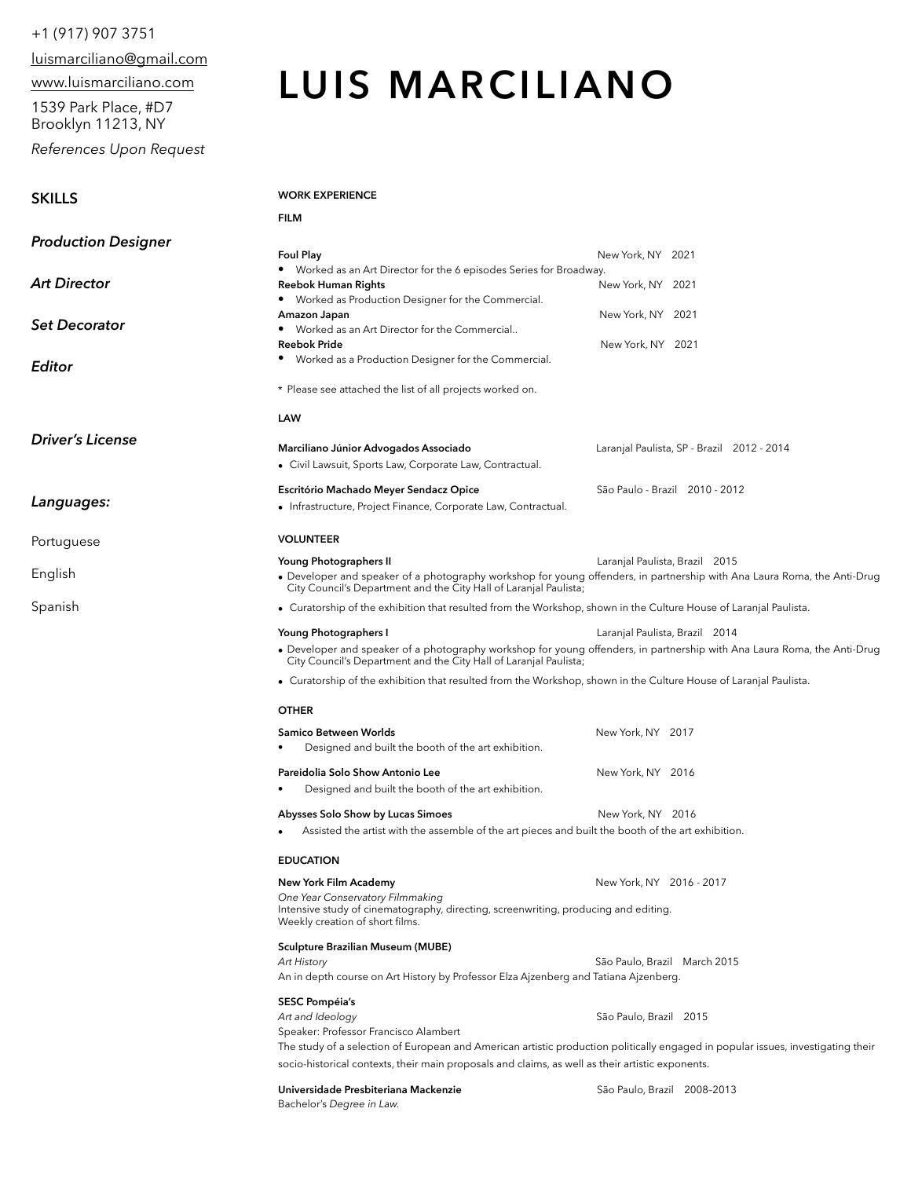+1 (917) 907 3751

luismarciliano@gmail.com

www.luismarciliano.com

1539 Park Place, #D7
Brooklyn 11213, NY

*References Upon Request*

# LUIS MARCILIANO

## SKILLS

*Production Designer*

*Art Director*

*Set Decorator*

*Editor*

*Driver's License*

*Languages:*

Portuguese

English

Spanish

## WORK EXPERIENCE

### FILM

**Foul Play** — New York, NY 2021
- Worked as an Art Director for the 6 episodes Series for Broadway.

**Reebok Human Rights** — New York, NY 2021
- Worked as Production Designer for the Commercial.

**Amazon Japan** — New York, NY 2021
- Worked as an Art Director for the Commercial..

**Reebok Pride** — New York, NY 2021
- Worked as a Production Designer for the Commercial.

* Please see attached the list of all projects worked on.

### LAW

**Marciliano Júnior Advogados Associado** — Laranjal Paulista, SP - Brazil 2012 - 2014
- Civil Lawsuit, Sports Law, Corporate Law, Contractual.

**Escritório Machado Meyer Sendacz Opice** — São Paulo - Brazil 2010 - 2012
- Infrastructure, Project Finance, Corporate Law, Contractual.

### VOLUNTEER

**Young Photographers II** — Laranjal Paulista, Brazil 2015
- Developer and speaker of a photography workshop for young offenders, in partnership with Ana Laura Roma, the Anti-Drug City Council's Department and the City Hall of Laranjal Paulista;
- Curatorship of the exhibition that resulted from the Workshop, shown in the Culture House of Laranjal Paulista.

**Young Photographers I** — Laranjal Paulista, Brazil 2014
- Developer and speaker of a photography workshop for young offenders, in partnership with Ana Laura Roma, the Anti-Drug City Council's Department and the City Hall of Laranjal Paulista;
- Curatorship of the exhibition that resulted from the Workshop, shown in the Culture House of Laranjal Paulista.

### OTHER

**Samico Between Worlds** — New York, NY 2017
- Designed and built the booth of the art exhibition.

**Pareidolia Solo Show Antonio Lee** — New York, NY 2016
- Designed and built the booth of the art exhibition.

**Abysses Solo Show by Lucas Simoes** — New York, NY 2016
- Assisted the artist with the assemble of the art pieces and built the booth of the art exhibition.

## EDUCATION

**New York Film Academy** — New York, NY 2016 - 2017
*One Year Conservatory Filmmaking*
Intensive study of cinematography, directing, screenwriting, producing and editing.
Weekly creation of short films.

**Sculpture Brazilian Museum (MUBE)**
*Art History* — São Paulo, Brazil March 2015
An in depth course on Art History by Professor Elza Ajzenberg and Tatiana Ajzenberg.

**SESC Pompéia's**
*Art and Ideology* — São Paulo, Brazil 2015
Speaker: Professor Francisco Alambert
The study of a selection of European and American artistic production politically engaged in popular issues, investigating their socio-historical contexts, their main proposals and claims, as well as their artistic exponents.

**Universidade Presbiteriana Mackenzie** — São Paulo, Brazil 2008–2013
Bachelor's *Degree in Law.*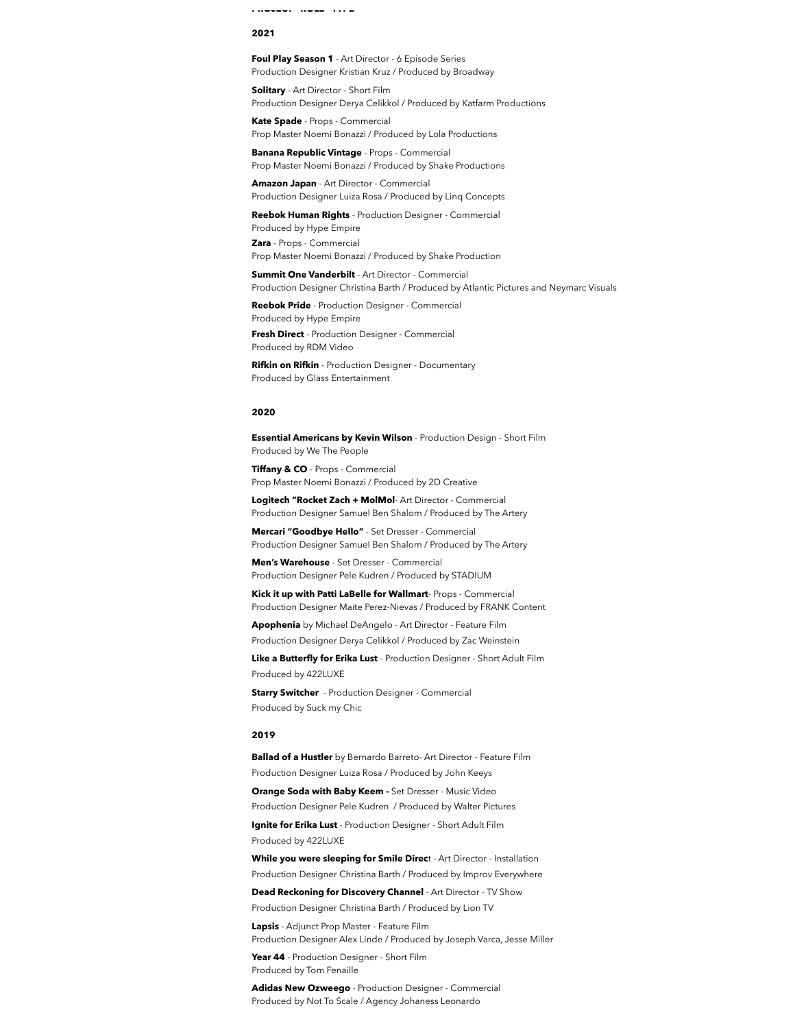## 2021

**Foul Play Season 1** - Art Director - 6 Episode Series
Production Designer Kristian Kruz / Produced by Broadway

**Solitary** - Art Director - Short Film
Production Designer Derya Celikkol / Produced by Katfarm Productions

**Kate Spade** - Props - Commercial
Prop Master Noemi Bonazzi / Produced by Lola Productions

**Banana Republic Vintage** - Props - Commercial
Prop Master Noemi Bonazzi / Produced by Shake Productions

**Amazon Japan** - Art Director - Commercial
Production Designer Luiza Rosa / Produced by Linq Concepts

**Reebok Human Rights** - Production Designer - Commercial
Produced by Hype Empire

**Zara** - Props - Commercial
Prop Master Noemi Bonazzi / Produced by Shake Production

**Summit One Vanderbilt** - Art Director - Commercial
Production Designer Christina Barth / Produced by Atlantic Pictures and Neymarc Visuals

**Reebok Pride** - Production Designer - Commercial
Produced by Hype Empire

**Fresh Direct** - Production Designer - Commercial
Produced by RDM Video

**Rifkin on Rifkin** - Production Designer - Documentary
Produced by Glass Entertainment

## 2020

**Essential Americans by Kevin Wilson** - Production Design - Short Film
Produced by We The People

**Tiffany & CO** - Props - Commercial
Prop Master Noemi Bonazzi / Produced by 2D Creative

**Logitech "Rocket Zach + MolMol**- Art Director - Commercial
Production Designer Samuel Ben Shalom / Produced by The Artery

**Mercari "Goodbye Hello"** - Set Dresser - Commercial
Production Designer Samuel Ben Shalom / Produced by The Artery

**Men's Warehouse** - Set Dresser - Commercial
Production Designer Pele Kudren / Produced by STADIUM

**Kick it up with Patti LaBelle for Wallmart**- Props - Commercial
Production Designer Maite Perez-Nievas / Produced by FRANK Content

**Apophenia** by Michael DeAngelo - Art Director - Feature Film
Production Designer Derya Celikkol / Produced by Zac Weinstein

**Like a Butterfly for Erika Lust** - Production Designer - Short Adult Film
Produced by 422LUXE

**Starry Switcher** - Production Designer - Commercial
Produced by Suck my Chic

## 2019

**Ballad of a Hustler** by Bernardo Barreto- Art Director - Feature Film
Production Designer Luiza Rosa / Produced by John Keeys

**Orange Soda with Baby Keem -** Set Dresser - Music Video
Production Designer Pele Kudren / Produced by Walter Pictures

**Ignite for Erika Lust** - Production Designer - Short Adult Film
Produced by 422LUXE

**While you were sleeping for Smile Direc**t - Art Director - Installation
Production Designer Christina Barth / Produced by Improv Everywhere

**Dead Reckoning for Discovery Channel** - Art Director - TV Show
Production Designer Christina Barth / Produced by Lion TV

**Lapsis** - Adjunct Prop Master - Feature Film
Production Designer Alex Linde / Produced by Joseph Varca, Jesse Miller

**Year 44** - Production Designer - Short Film
Produced by Tom Fenaille

**Adidas New Ozweego** - Production Designer - Commercial
Produced by Not To Scale / Agency Johaness Leonardo